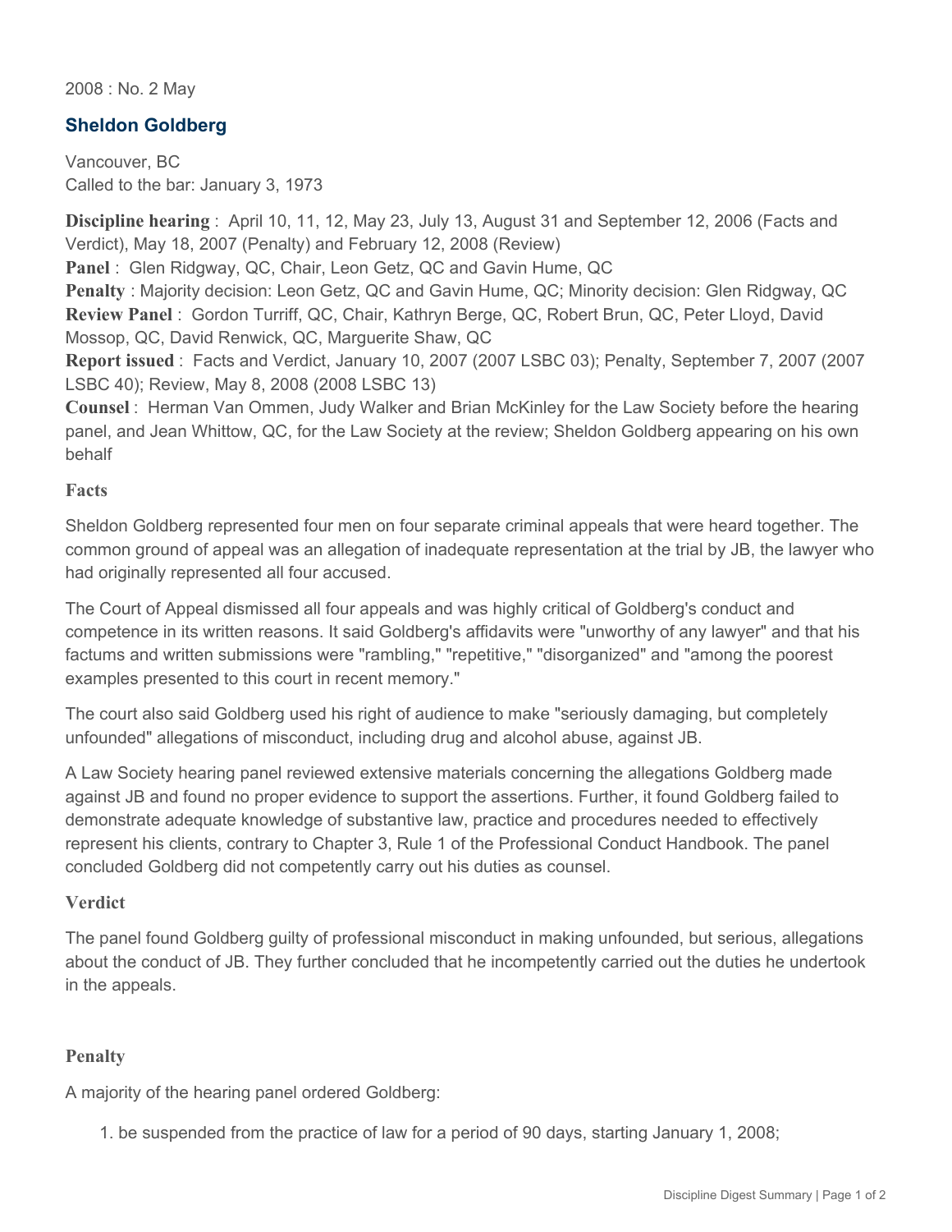2008 : No. 2 May

## Sheldon Goldberg

Vancouver, BC
Called to the bar: January 3, 1973

**Discipline hearing** : April 10, 11, 12, May 23, July 13, August 31 and September 12, 2006 (Facts and Verdict), May 18, 2007 (Penalty) and February 12, 2008 (Review)
**Panel** : Glen Ridgway, QC, Chair, Leon Getz, QC and Gavin Hume, QC
**Penalty** : Majority decision: Leon Getz, QC and Gavin Hume, QC; Minority decision: Glen Ridgway, QC
**Review Panel** : Gordon Turriff, QC, Chair, Kathryn Berge, QC, Robert Brun, QC, Peter Lloyd, David Mossop, QC, David Renwick, QC, Marguerite Shaw, QC
**Report issued** : Facts and Verdict, January 10, 2007 (2007 LSBC 03); Penalty, September 7, 2007 (2007 LSBC 40); Review, May 8, 2008 (2008 LSBC 13)
**Counsel** : Herman Van Ommen, Judy Walker and Brian McKinley for the Law Society before the hearing panel, and Jean Whittow, QC, for the Law Society at the review; Sheldon Goldberg appearing on his own behalf

### Facts

Sheldon Goldberg represented four men on four separate criminal appeals that were heard together. The common ground of appeal was an allegation of inadequate representation at the trial by JB, the lawyer who had originally represented all four accused.

The Court of Appeal dismissed all four appeals and was highly critical of Goldberg's conduct and competence in its written reasons. It said Goldberg's affidavits were "unworthy of any lawyer" and that his factums and written submissions were "rambling," "repetitive," "disorganized" and "among the poorest examples presented to this court in recent memory."

The court also said Goldberg used his right of audience to make "seriously damaging, but completely unfounded" allegations of misconduct, including drug and alcohol abuse, against JB.

A Law Society hearing panel reviewed extensive materials concerning the allegations Goldberg made against JB and found no proper evidence to support the assertions. Further, it found Goldberg failed to demonstrate adequate knowledge of substantive law, practice and procedures needed to effectively represent his clients, contrary to Chapter 3, Rule 1 of the Professional Conduct Handbook. The panel concluded Goldberg did not competently carry out his duties as counsel.

### Verdict

The panel found Goldberg guilty of professional misconduct in making unfounded, but serious, allegations about the conduct of JB. They further concluded that he incompetently carried out the duties he undertook in the appeals.

### Penalty

A majority of the hearing panel ordered Goldberg:

1. be suspended from the practice of law for a period of 90 days, starting January 1, 2008;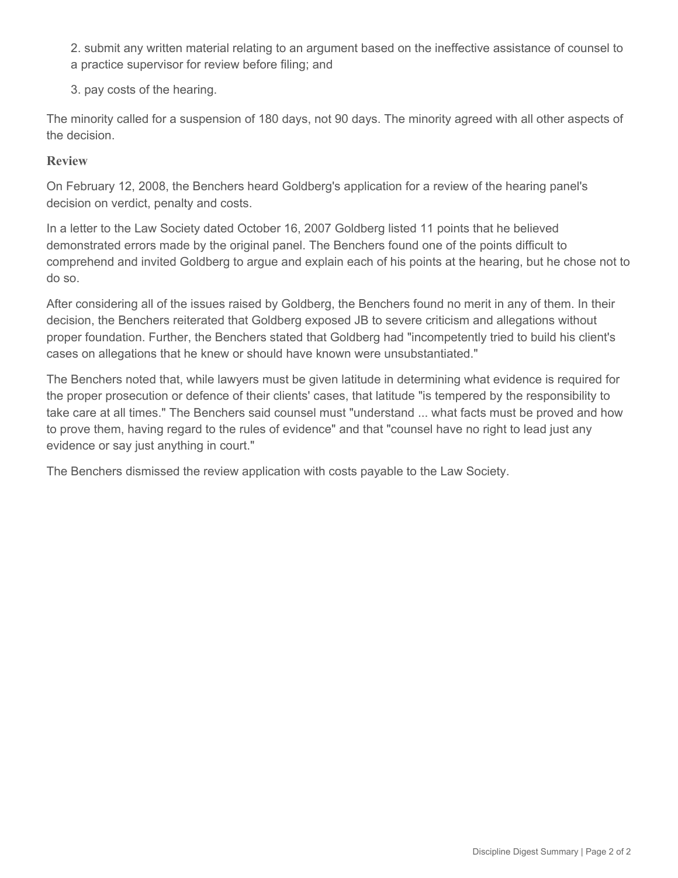2. submit any written material relating to an argument based on the ineffective assistance of counsel to a practice supervisor for review before filing; and

3. pay costs of the hearing.

The minority called for a suspension of 180 days, not 90 days. The minority agreed with all other aspects of the decision.

### Review

On February 12, 2008, the Benchers heard Goldberg's application for a review of the hearing panel's decision on verdict, penalty and costs.

In a letter to the Law Society dated October 16, 2007 Goldberg listed 11 points that he believed demonstrated errors made by the original panel. The Benchers found one of the points difficult to comprehend and invited Goldberg to argue and explain each of his points at the hearing, but he chose not to do so.

After considering all of the issues raised by Goldberg, the Benchers found no merit in any of them. In their decision, the Benchers reiterated that Goldberg exposed JB to severe criticism and allegations without proper foundation. Further, the Benchers stated that Goldberg had "incompetently tried to build his client's cases on allegations that he knew or should have known were unsubstantiated."

The Benchers noted that, while lawyers must be given latitude in determining what evidence is required for the proper prosecution or defence of their clients' cases, that latitude "is tempered by the responsibility to take care at all times." The Benchers said counsel must "understand ... what facts must be proved and how to prove them, having regard to the rules of evidence" and that "counsel have no right to lead just any evidence or say just anything in court."

The Benchers dismissed the review application with costs payable to the Law Society.